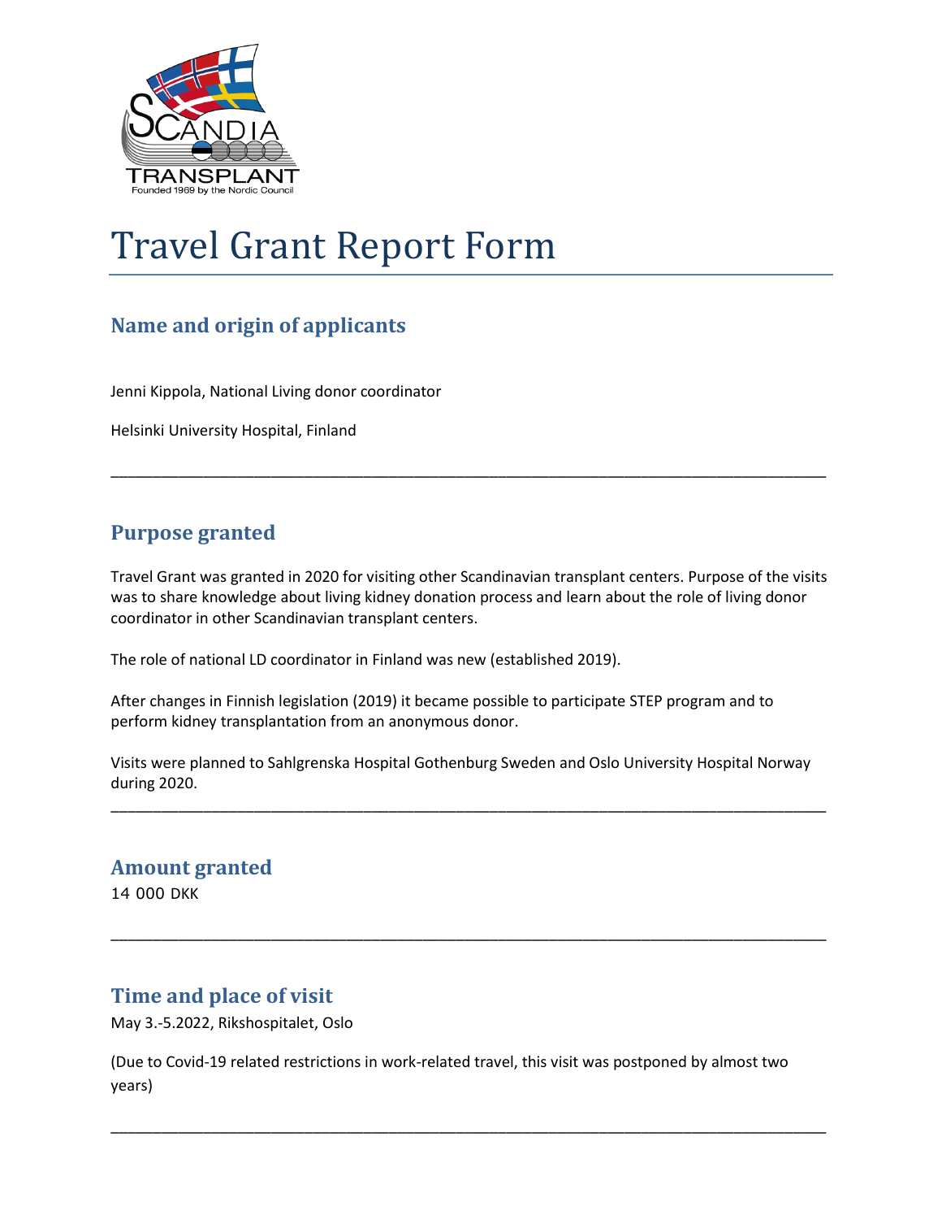# Travel Grant Report Form

## Name and origin of applicants

Jenni Kippola, National Living donor coordinator

Helsinki University Hospital, Finland

---

## Purpose granted

Travel Grant was granted in 2020 for visiting other Scandinavian transplant centers. Purpose of the visits was to share knowledge about living kidney donation process and learn about the role of living donor coordinator in other Scandinavian transplant centers.

The role of national LD coordinator in Finland was new (established 2019).

After changes in Finnish legislation (2019) it became possible to participate STEP program and to perform kidney transplantation from an anonymous donor.

Visits were planned to Sahlgrenska Hospital Gothenburg Sweden and Oslo University Hospital Norway during 2020.

---

## Amount granted

14 000 DKK

---

## Time and place of visit

May 3.-5.2022, Rikshospitalet, Oslo

(Due to Covid-19 related restrictions in work-related travel, this visit was postponed by almost two years)

---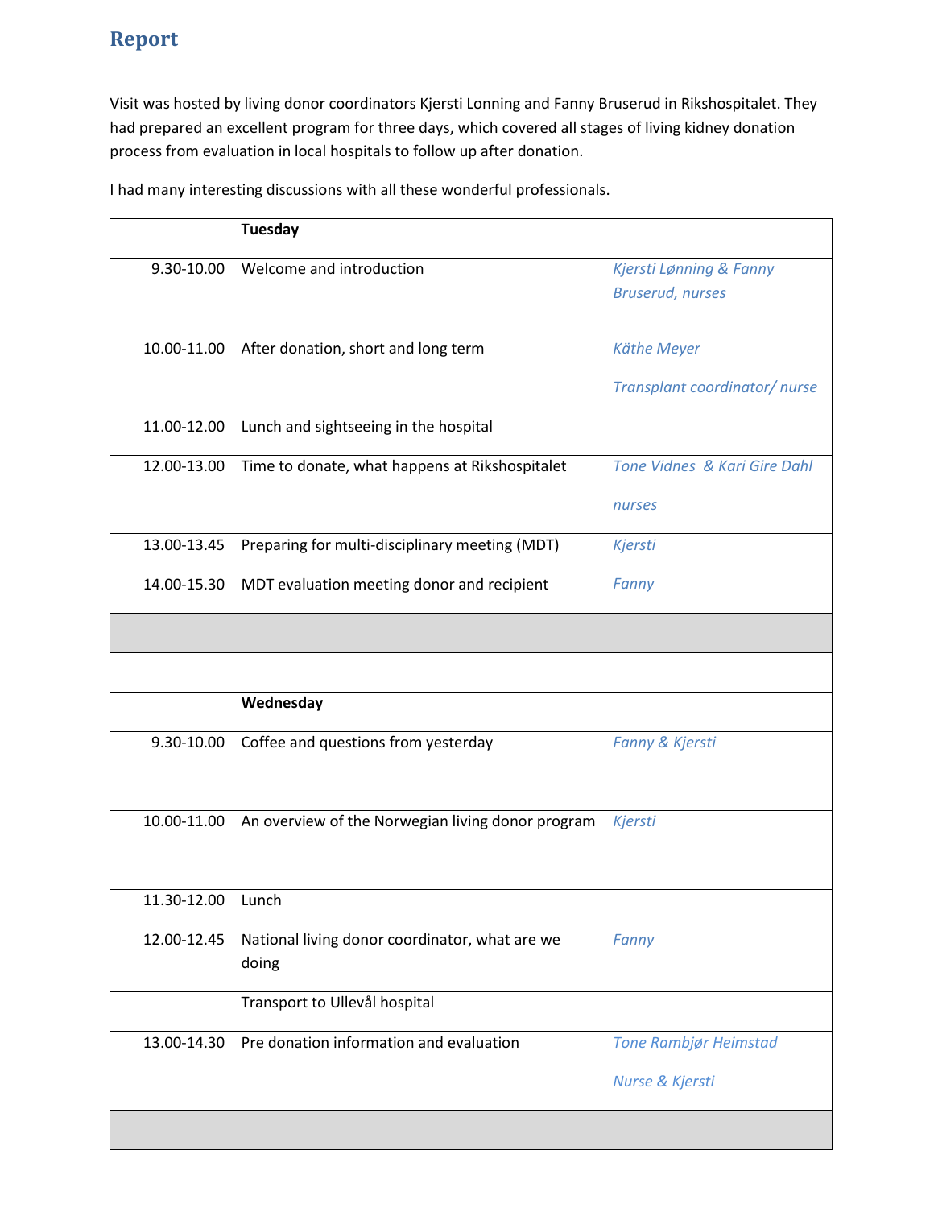## Report

Visit was hosted by living donor coordinators Kjersti Lonning and Fanny Bruserud in Rikshospitalet. They had prepared an excellent program for three days, which covered all stages of living kidney donation process from evaluation in local hospitals to follow up after donation.

I had many interesting discussions with all these wonderful professionals.

| | **Tuesday** | |
|---|---|---|
| 9.30-10.00 | Welcome and introduction | *Kjersti Lønning & Fanny Bruserud, nurses* |
| 10.00-11.00 | After donation, short and long term | *Käthe Meyer*<br>*Transplant coordinator/ nurse* |
| 11.00-12.00 | Lunch and sightseeing in the hospital | |
| 12.00-13.00 | Time to donate, what happens at Rikshospitalet | *Tone Vidnes & Kari Gire Dahl*<br>*nurses* |
| 13.00-13.45 | Preparing for multi-disciplinary meeting (MDT) | *Kjersti* |
| 14.00-15.30 | MDT evaluation meeting donor and recipient | *Fanny* |
| | | |
| | | |
| | **Wednesday** | |
| 9.30-10.00 | Coffee and questions from yesterday | *Fanny & Kjersti* |
| 10.00-11.00 | An overview of the Norwegian living donor program | *Kjersti* |
| 11.30-12.00 | Lunch | |
| 12.00-12.45 | National living donor coordinator, what are we doing | *Fanny* |
| | Transport to Ullevål hospital | |
| 13.00-14.30 | Pre donation information and evaluation | *Tone Rambjør Heimstad*<br>*Nurse & Kjersti* |
| | | |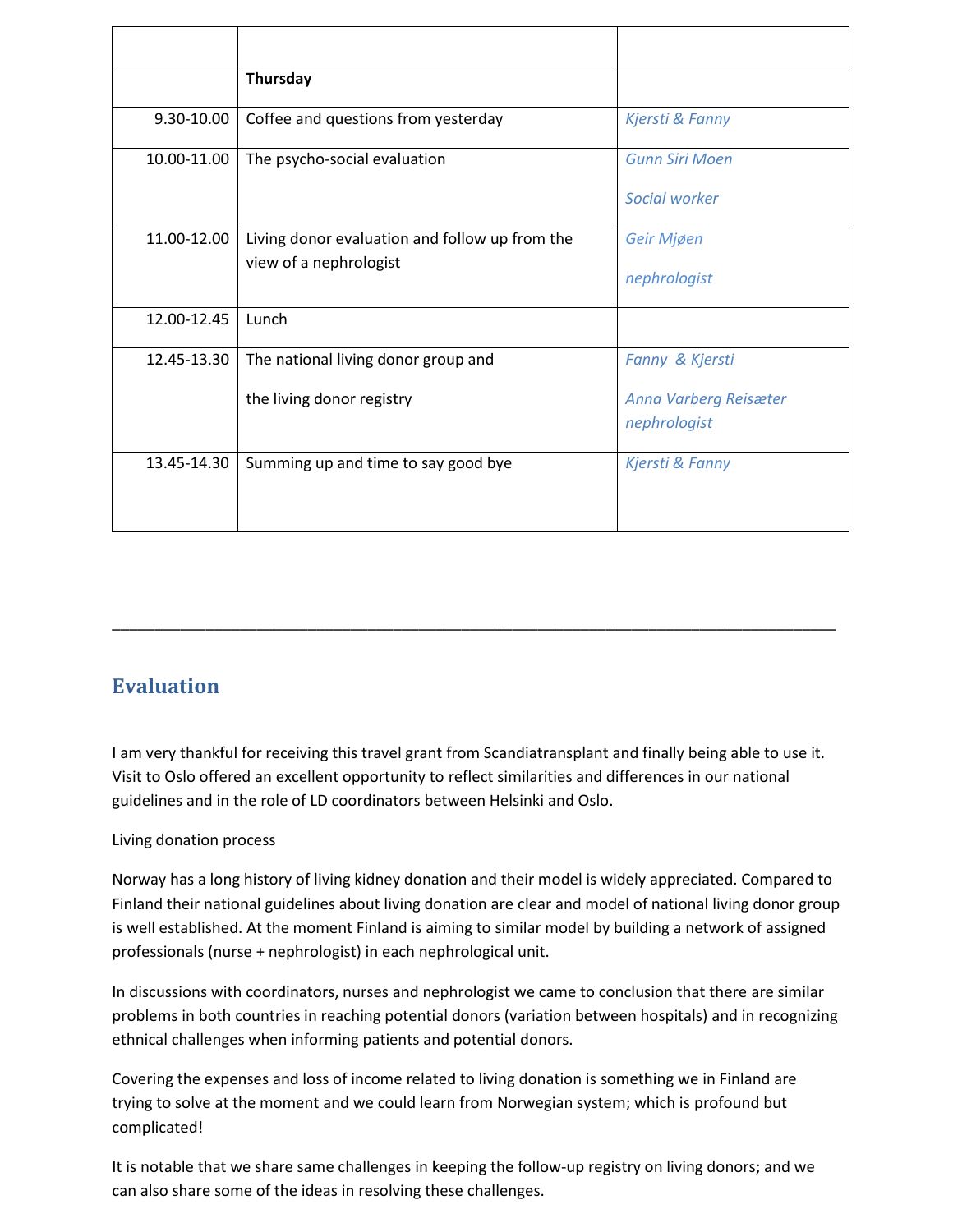| | | |
|---|---|---|
| | **Thursday** | |
| 9.30-10.00 | Coffee and questions from yesterday | *Kjersti & Fanny* |
| 10.00-11.00 | The psycho-social evaluation | *Gunn Siri Moen*<br>*Social worker* |
| 11.00-12.00 | Living donor evaluation and follow up from the view of a nephrologist | *Geir Mjøen*<br>*nephrologist* |
| 12.00-12.45 | Lunch | |
| 12.45-13.30 | The national living donor group and<br>the living donor registry | *Fanny & Kjersti*<br>*Anna Varberg Reisæter nephrologist* |
| 13.45-14.30 | Summing up and time to say good bye | *Kjersti & Fanny* |

---

## Evaluation

I am very thankful for receiving this travel grant from Scandiatransplant and finally being able to use it. Visit to Oslo offered an excellent opportunity to reflect similarities and differences in our national guidelines and in the role of LD coordinators between Helsinki and Oslo.

Living donation process

Norway has a long history of living kidney donation and their model is widely appreciated. Compared to Finland their national guidelines about living donation are clear and model of national living donor group is well established. At the moment Finland is aiming to similar model by building a network of assigned professionals (nurse + nephrologist) in each nephrological unit.

In discussions with coordinators, nurses and nephrologist we came to conclusion that there are similar problems in both countries in reaching potential donors (variation between hospitals) and in recognizing ethnical challenges when informing patients and potential donors.

Covering the expenses and loss of income related to living donation is something we in Finland are trying to solve at the moment and we could learn from Norwegian system; which is profound but complicated!

It is notable that we share same challenges in keeping the follow-up registry on living donors; and we can also share some of the ideas in resolving these challenges.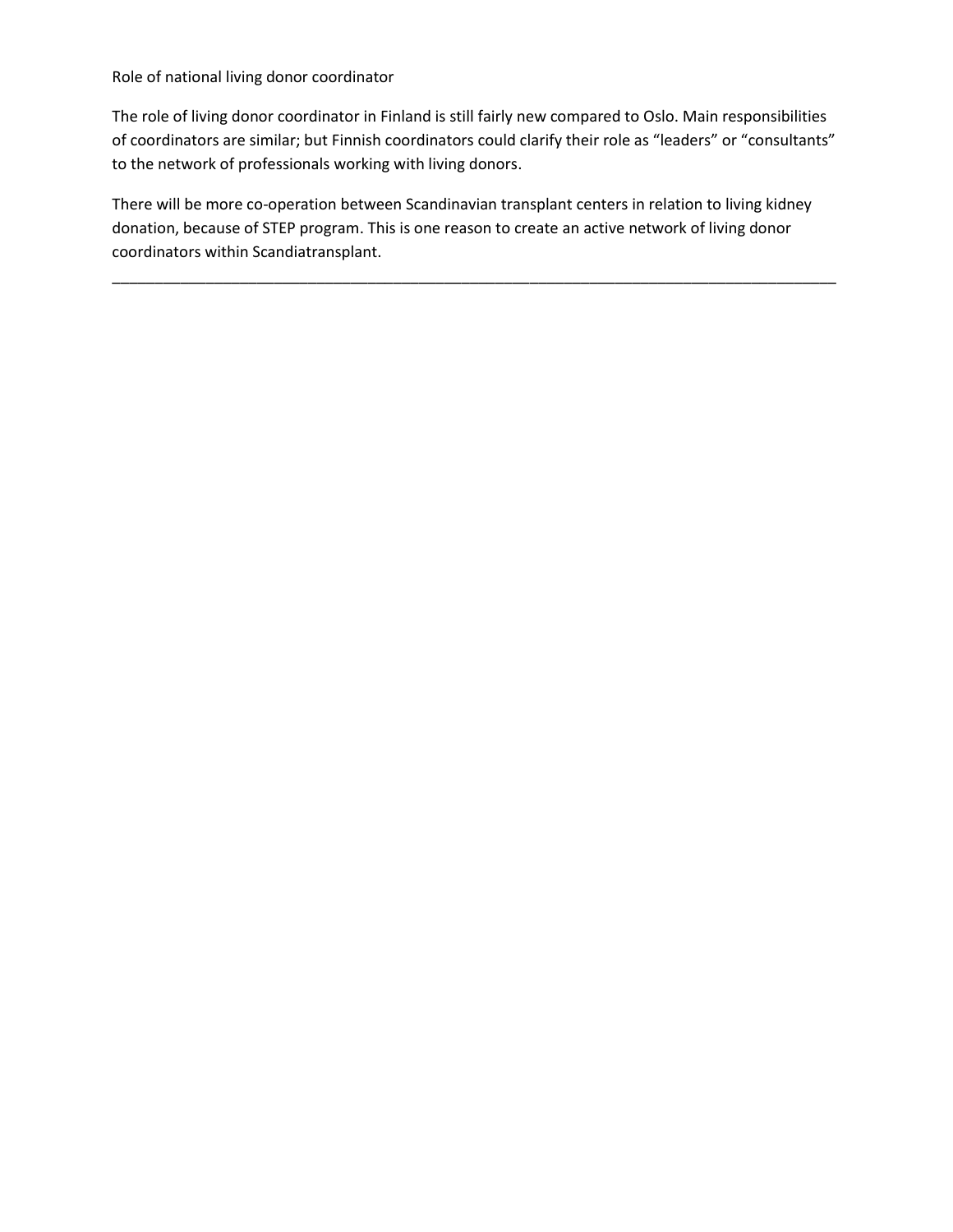Role of national living donor coordinator

The role of living donor coordinator in Finland is still fairly new compared to Oslo. Main responsibilities of coordinators are similar; but Finnish coordinators could clarify their role as “leaders” or “consultants” to the network of professionals working with living donors.

There will be more co-operation between Scandinavian transplant centers in relation to living kidney donation, because of STEP program. This is one reason to create an active network of living donor coordinators within Scandiatransplant.

---